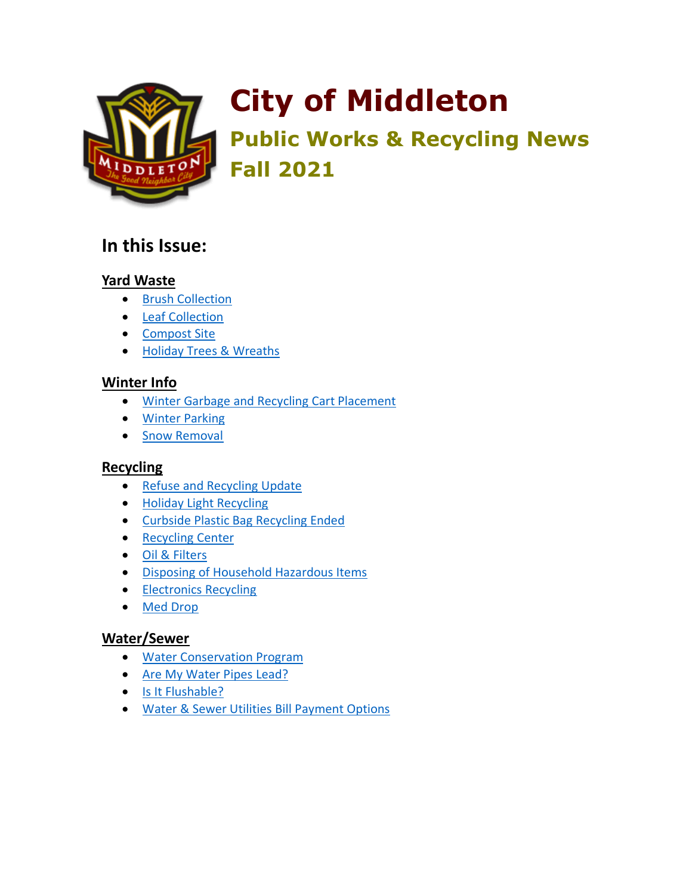# City of Middleton

## Public Works & Recycling News
## Fall 2021

## In this Issue:

### Yard Waste

- Brush Collection
- Leaf Collection
- Compost Site
- Holiday Trees & Wreaths

### Winter Info

- Winter Garbage and Recycling Cart Placement
- Winter Parking
- Snow Removal

### Recycling

- Refuse and Recycling Update
- Holiday Light Recycling
- Curbside Plastic Bag Recycling Ended
- Recycling Center
- Oil & Filters
- Disposing of Household Hazardous Items
- Electronics Recycling
- Med Drop

### Water/Sewer

- Water Conservation Program
- Are My Water Pipes Lead?
- Is It Flushable?
- Water & Sewer Utilities Bill Payment Options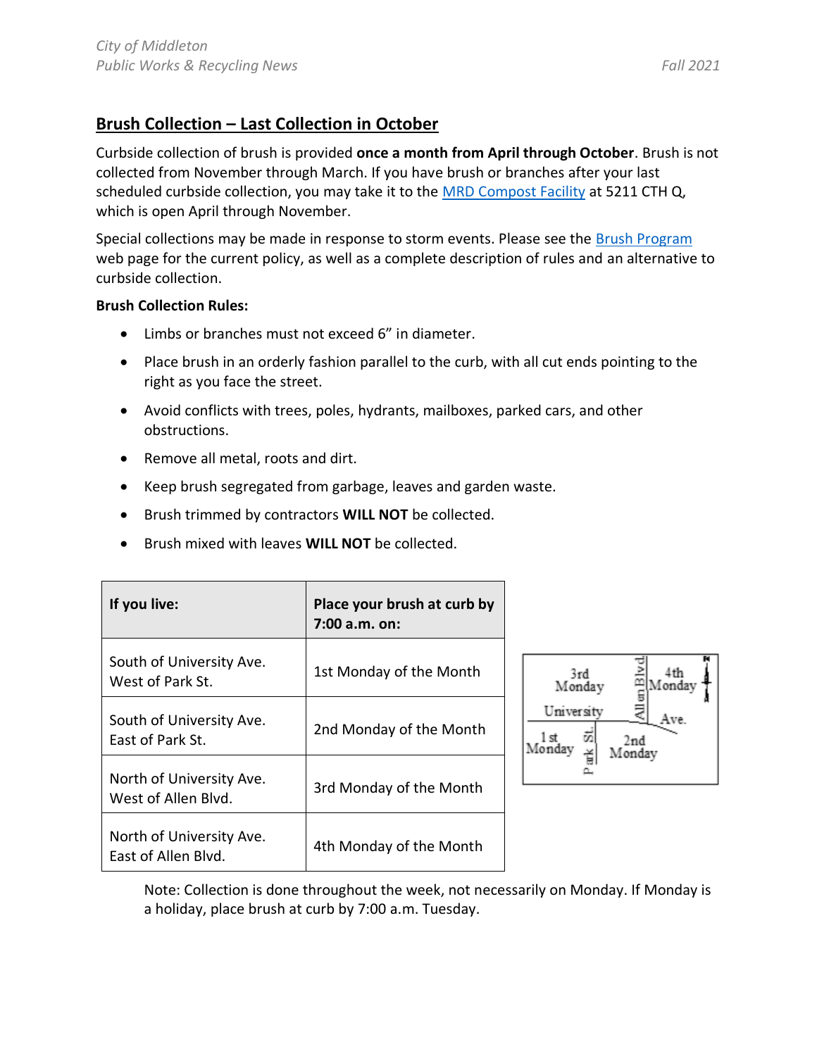## Brush Collection – Last Collection in October

Curbside collection of brush is provided **once a month from April through October**. Brush is not collected from November through March. If you have brush or branches after your last scheduled curbside collection, you may take it to the [MRD Compost Facility](#) at 5211 CTH Q, which is open April through November.

Special collections may be made in response to storm events. Please see the [Brush Program](#) web page for the current policy, as well as a complete description of rules and an alternative to curbside collection.

**Brush Collection Rules:**

- Limbs or branches must not exceed 6" in diameter.
- Place brush in an orderly fashion parallel to the curb, with all cut ends pointing to the right as you face the street.
- Avoid conflicts with trees, poles, hydrants, mailboxes, parked cars, and other obstructions.
- Remove all metal, roots and dirt.
- Keep brush segregated from garbage, leaves and garden waste.
- Brush trimmed by contractors **WILL NOT** be collected.
- Brush mixed with leaves **WILL NOT** be collected.

| If you live: | Place your brush at curb by 7:00 a.m. on: |
|---|---|
| South of University Ave. West of Park St. | 1st Monday of the Month |
| South of University Ave. East of Park St. | 2nd Monday of the Month |
| North of University Ave. West of Allen Blvd. | 3rd Monday of the Month |
| North of University Ave. East of Allen Blvd. | 4th Monday of the Month |

3rd Monday
4th Monday
Allen Blvd
University Ave.
1st Monday
Park St.
2nd Monday
N

Note: Collection is done throughout the week, not necessarily on Monday. If Monday is a holiday, place brush at curb by 7:00 a.m. Tuesday.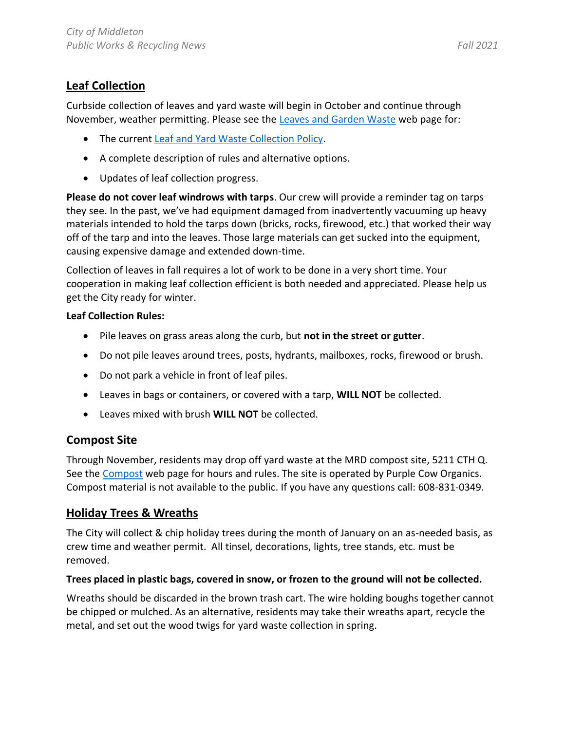## Leaf Collection

Curbside collection of leaves and yard waste will begin in October and continue through November, weather permitting. Please see the Leaves and Garden Waste web page for:

- The current Leaf and Yard Waste Collection Policy.
- A complete description of rules and alternative options.
- Updates of leaf collection progress.

**Please do not cover leaf windrows with tarps**. Our crew will provide a reminder tag on tarps they see. In the past, we've had equipment damaged from inadvertently vacuuming up heavy materials intended to hold the tarps down (bricks, rocks, firewood, etc.) that worked their way off of the tarp and into the leaves. Those large materials can get sucked into the equipment, causing expensive damage and extended down-time.

Collection of leaves in fall requires a lot of work to be done in a very short time. Your cooperation in making leaf collection efficient is both needed and appreciated. Please help us get the City ready for winter.

**Leaf Collection Rules:**

- Pile leaves on grass areas along the curb, but **not in the street or gutter**.
- Do not pile leaves around trees, posts, hydrants, mailboxes, rocks, firewood or brush.
- Do not park a vehicle in front of leaf piles.
- Leaves in bags or containers, or covered with a tarp, **WILL NOT** be collected.
- Leaves mixed with brush **WILL NOT** be collected.

## Compost Site

Through November, residents may drop off yard waste at the MRD compost site, 5211 CTH Q. See the Compost web page for hours and rules. The site is operated by Purple Cow Organics. Compost material is not available to the public. If you have any questions call: 608-831-0349.

## Holiday Trees & Wreaths

The City will collect & chip holiday trees during the month of January on an as-needed basis, as crew time and weather permit. All tinsel, decorations, lights, tree stands, etc. must be removed.

**Trees placed in plastic bags, covered in snow, or frozen to the ground will not be collected.**

Wreaths should be discarded in the brown trash cart. The wire holding boughs together cannot be chipped or mulched. As an alternative, residents may take their wreaths apart, recycle the metal, and set out the wood twigs for yard waste collection in spring.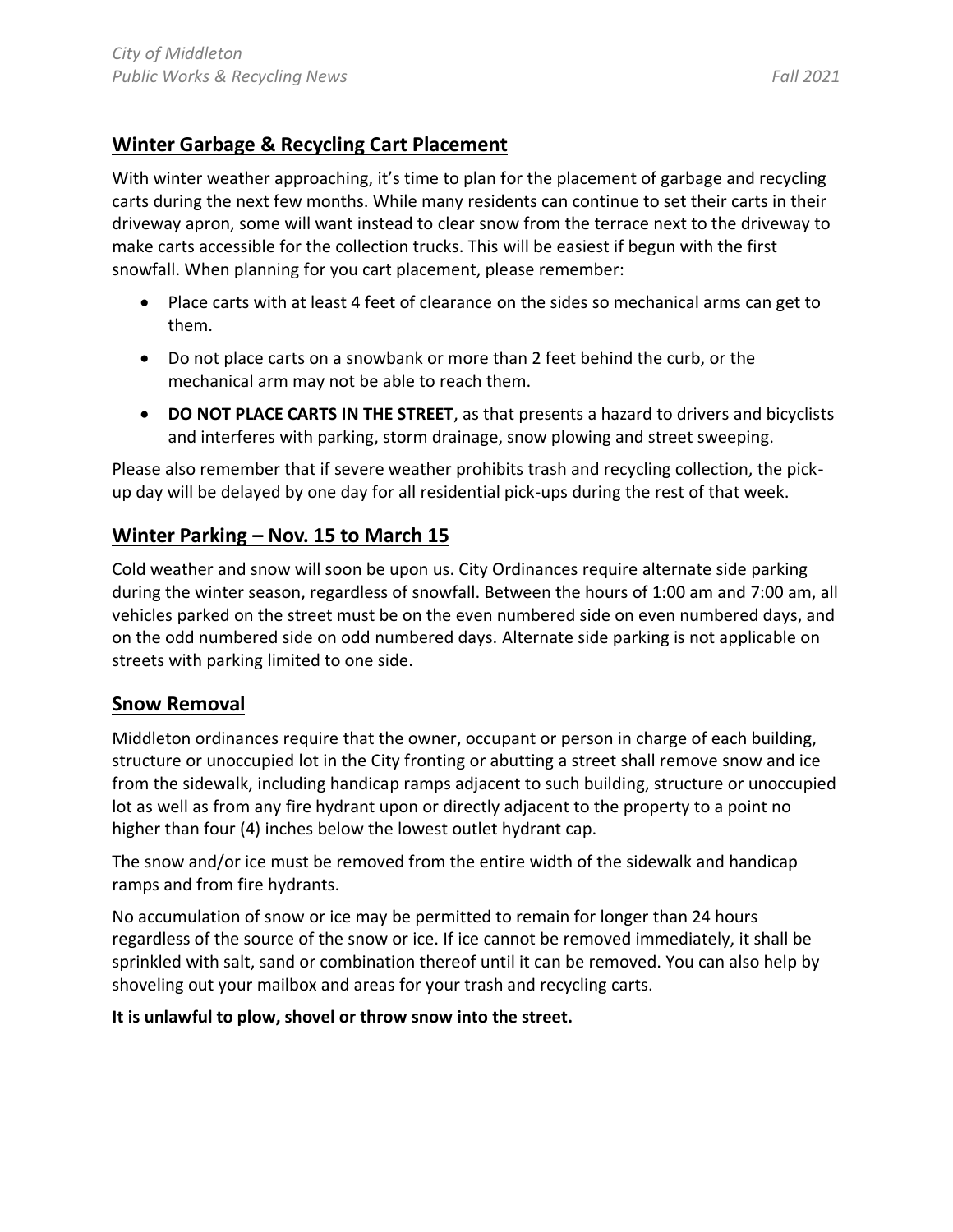## Winter Garbage & Recycling Cart Placement

With winter weather approaching, it's time to plan for the placement of garbage and recycling carts during the next few months. While many residents can continue to set their carts in their driveway apron, some will want instead to clear snow from the terrace next to the driveway to make carts accessible for the collection trucks. This will be easiest if begun with the first snowfall. When planning for you cart placement, please remember:

- Place carts with at least 4 feet of clearance on the sides so mechanical arms can get to them.
- Do not place carts on a snowbank or more than 2 feet behind the curb, or the mechanical arm may not be able to reach them.
- **DO NOT PLACE CARTS IN THE STREET**, as that presents a hazard to drivers and bicyclists and interferes with parking, storm drainage, snow plowing and street sweeping.

Please also remember that if severe weather prohibits trash and recycling collection, the pick-up day will be delayed by one day for all residential pick-ups during the rest of that week.

## Winter Parking – Nov. 15 to March 15

Cold weather and snow will soon be upon us. City Ordinances require alternate side parking during the winter season, regardless of snowfall. Between the hours of 1:00 am and 7:00 am, all vehicles parked on the street must be on the even numbered side on even numbered days, and on the odd numbered side on odd numbered days. Alternate side parking is not applicable on streets with parking limited to one side.

## Snow Removal

Middleton ordinances require that the owner, occupant or person in charge of each building, structure or unoccupied lot in the City fronting or abutting a street shall remove snow and ice from the sidewalk, including handicap ramps adjacent to such building, structure or unoccupied lot as well as from any fire hydrant upon or directly adjacent to the property to a point no higher than four (4) inches below the lowest outlet hydrant cap.

The snow and/or ice must be removed from the entire width of the sidewalk and handicap ramps and from fire hydrants.

No accumulation of snow or ice may be permitted to remain for longer than 24 hours regardless of the source of the snow or ice. If ice cannot be removed immediately, it shall be sprinkled with salt, sand or combination thereof until it can be removed. You can also help by shoveling out your mailbox and areas for your trash and recycling carts.

**It is unlawful to plow, shovel or throw snow into the street.**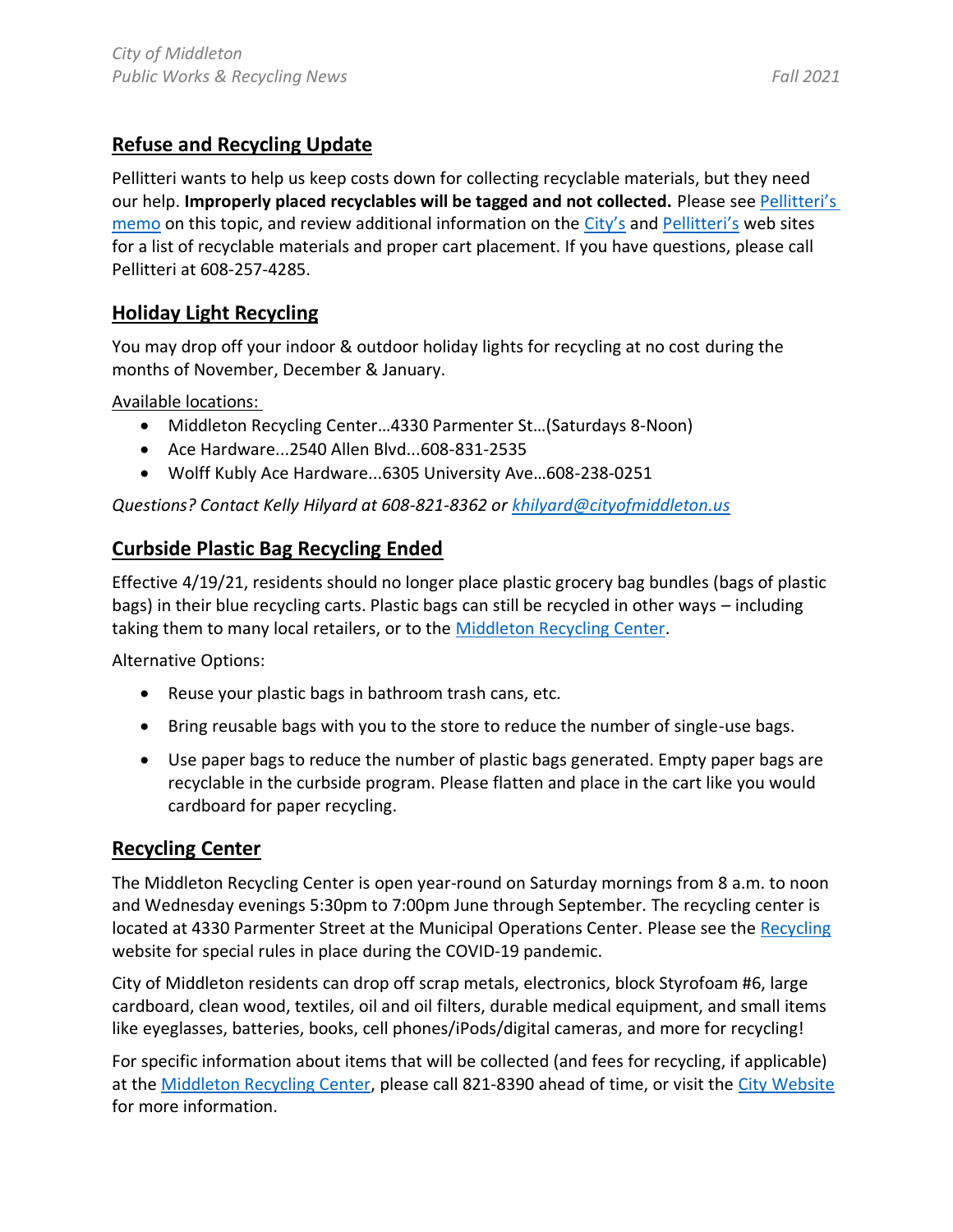## Refuse and Recycling Update

Pellitteri wants to help us keep costs down for collecting recyclable materials, but they need our help. **Improperly placed recyclables will be tagged and not collected.** Please see Pellitteri's memo on this topic, and review additional information on the City's and Pellitteri's web sites for a list of recyclable materials and proper cart placement. If you have questions, please call Pellitteri at 608-257-4285.

## Holiday Light Recycling

You may drop off your indoor & outdoor holiday lights for recycling at no cost during the months of November, December & January.

Available locations:

- Middleton Recycling Center…4330 Parmenter St…(Saturdays 8-Noon)
- Ace Hardware...2540 Allen Blvd...608-831-2535
- Wolff Kubly Ace Hardware...6305 University Ave…608-238-0251

*Questions? Contact Kelly Hilyard at 608-821-8362 or khilyard@cityofmiddleton.us*

## Curbside Plastic Bag Recycling Ended

Effective 4/19/21, residents should no longer place plastic grocery bag bundles (bags of plastic bags) in their blue recycling carts. Plastic bags can still be recycled in other ways – including taking them to many local retailers, or to the Middleton Recycling Center.

Alternative Options:

- Reuse your plastic bags in bathroom trash cans, etc.
- Bring reusable bags with you to the store to reduce the number of single-use bags.
- Use paper bags to reduce the number of plastic bags generated. Empty paper bags are recyclable in the curbside program. Please flatten and place in the cart like you would cardboard for paper recycling.

## Recycling Center

The Middleton Recycling Center is open year-round on Saturday mornings from 8 a.m. to noon and Wednesday evenings 5:30pm to 7:00pm June through September. The recycling center is located at 4330 Parmenter Street at the Municipal Operations Center. Please see the Recycling website for special rules in place during the COVID-19 pandemic.

City of Middleton residents can drop off scrap metals, electronics, block Styrofoam #6, large cardboard, clean wood, textiles, oil and oil filters, durable medical equipment, and small items like eyeglasses, batteries, books, cell phones/iPods/digital cameras, and more for recycling!

For specific information about items that will be collected (and fees for recycling, if applicable) at the Middleton Recycling Center, please call 821-8390 ahead of time, or visit the City Website for more information.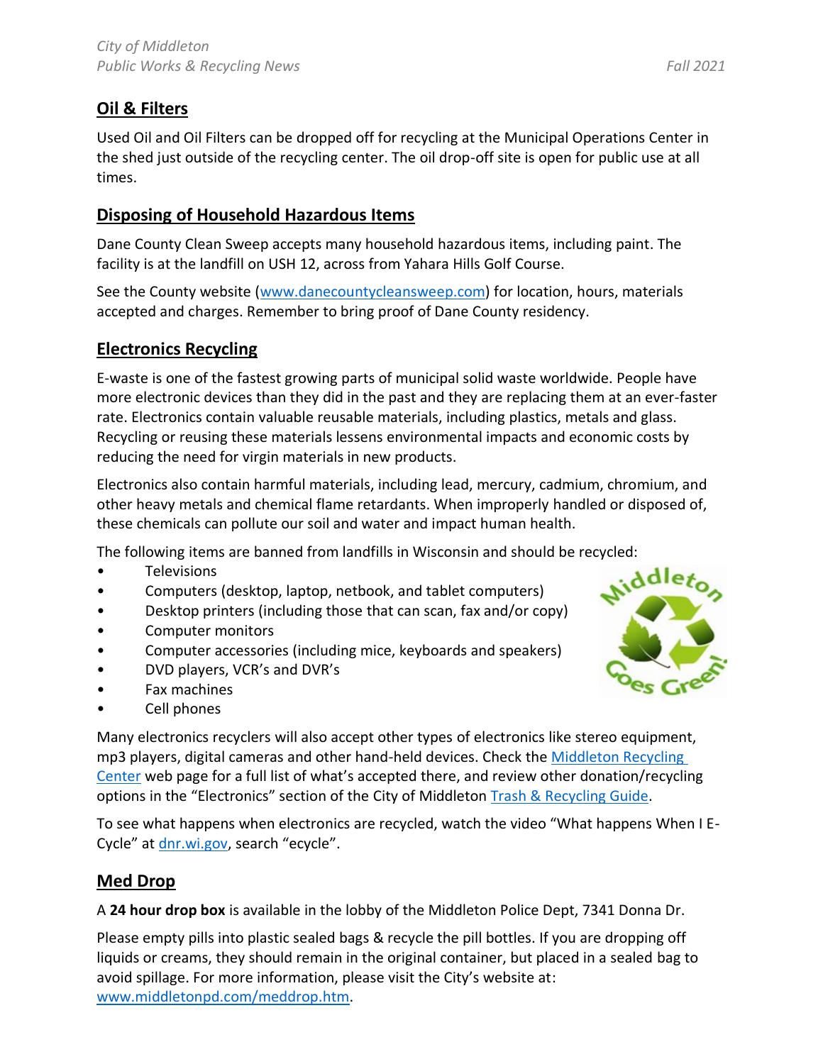## Oil & Filters

Used Oil and Oil Filters can be dropped off for recycling at the Municipal Operations Center in the shed just outside of the recycling center. The oil drop-off site is open for public use at all times.

## Disposing of Household Hazardous Items

Dane County Clean Sweep accepts many household hazardous items, including paint. The facility is at the landfill on USH 12, across from Yahara Hills Golf Course.

See the County website (www.danecountycleansweep.com) for location, hours, materials accepted and charges. Remember to bring proof of Dane County residency.

## Electronics Recycling

E-waste is one of the fastest growing parts of municipal solid waste worldwide. People have more electronic devices than they did in the past and they are replacing them at an ever-faster rate. Electronics contain valuable reusable materials, including plastics, metals and glass. Recycling or reusing these materials lessens environmental impacts and economic costs by reducing the need for virgin materials in new products.

Electronics also contain harmful materials, including lead, mercury, cadmium, chromium, and other heavy metals and chemical flame retardants. When improperly handled or disposed of, these chemicals can pollute our soil and water and impact human health.

The following items are banned from landfills in Wisconsin and should be recycled:

- Televisions
- Computers (desktop, laptop, netbook, and tablet computers)
- Desktop printers (including those that can scan, fax and/or copy)
- Computer monitors
- Computer accessories (including mice, keyboards and speakers)
- DVD players, VCR's and DVR's
- Fax machines
- Cell phones

Many electronics recyclers will also accept other types of electronics like stereo equipment, mp3 players, digital cameras and other hand-held devices. Check the Middleton Recycling Center web page for a full list of what's accepted there, and review other donation/recycling options in the "Electronics" section of the City of Middleton Trash & Recycling Guide.

To see what happens when electronics are recycled, watch the video "What happens When I E-Cycle" at dnr.wi.gov, search "ecycle".

## Med Drop

A **24 hour drop box** is available in the lobby of the Middleton Police Dept, 7341 Donna Dr.

Please empty pills into plastic sealed bags & recycle the pill bottles. If you are dropping off liquids or creams, they should remain in the original container, but placed in a sealed bag to avoid spillage. For more information, please visit the City's website at: www.middletonpd.com/meddrop.htm.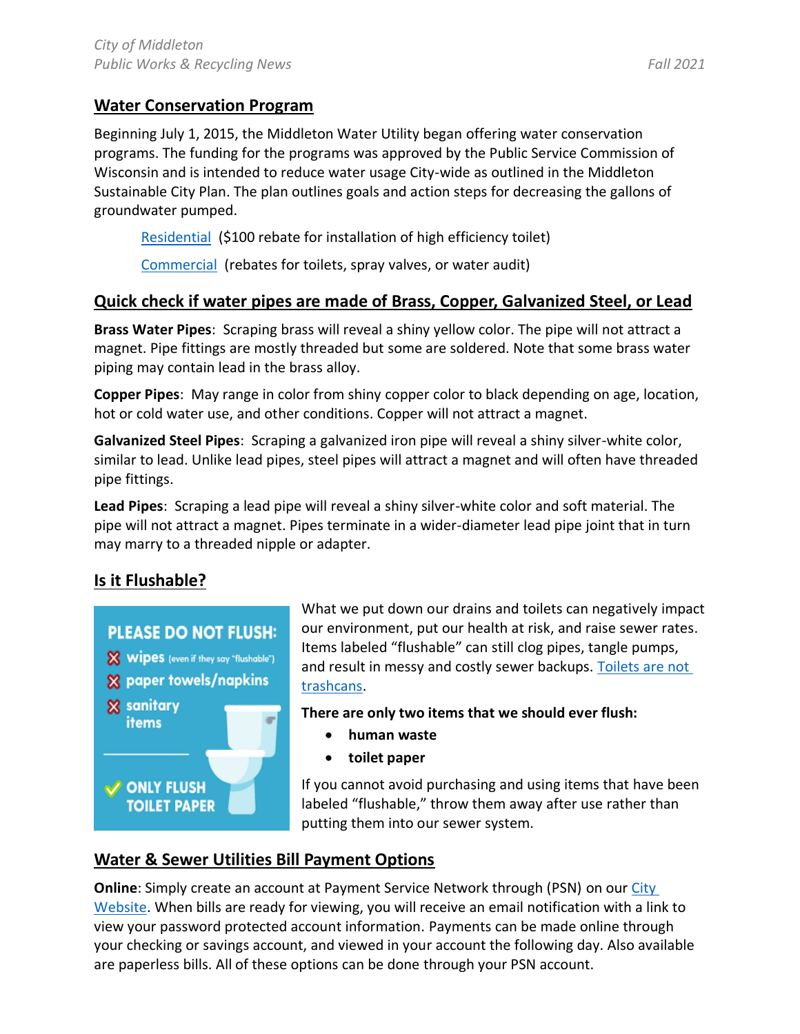## Water Conservation Program

Beginning July 1, 2015, the Middleton Water Utility began offering water conservation programs. The funding for the programs was approved by the Public Service Commission of Wisconsin and is intended to reduce water usage City-wide as outlined in the Middleton Sustainable City Plan. The plan outlines goals and action steps for decreasing the gallons of groundwater pumped.

Residential ($100 rebate for installation of high efficiency toilet)

Commercial (rebates for toilets, spray valves, or water audit)

## Quick check if water pipes are made of Brass, Copper, Galvanized Steel, or Lead

**Brass Water Pipes**: Scraping brass will reveal a shiny yellow color. The pipe will not attract a magnet. Pipe fittings are mostly threaded but some are soldered. Note that some brass water piping may contain lead in the brass alloy.

**Copper Pipes**: May range in color from shiny copper color to black depending on age, location, hot or cold water use, and other conditions. Copper will not attract a magnet.

**Galvanized Steel Pipes**: Scraping a galvanized iron pipe will reveal a shiny silver-white color, similar to lead. Unlike lead pipes, steel pipes will attract a magnet and will often have threaded pipe fittings.

**Lead Pipes**: Scraping a lead pipe will reveal a shiny silver-white color and soft material. The pipe will not attract a magnet. Pipes terminate in a wider-diameter lead pipe joint that in turn may marry to a threaded nipple or adapter.

## Is it Flushable?

**PLEASE DO NOT FLUSH:**

- ✗ wipes (even if they say "flushable")
- ✗ paper towels/napkins
- ✗ sanitary items

✓ ONLY FLUSH TOILET PAPER

What we put down our drains and toilets can negatively impact our environment, put our health at risk, and raise sewer rates. Items labeled "flushable" can still clog pipes, tangle pumps, and result in messy and costly sewer backups. Toilets are not trashcans.

**There are only two items that we should ever flush:**

- **human waste**
- **toilet paper**

If you cannot avoid purchasing and using items that have been labeled "flushable," throw them away after use rather than putting them into our sewer system.

## Water & Sewer Utilities Bill Payment Options

**Online**: Simply create an account at Payment Service Network through (PSN) on our City Website. When bills are ready for viewing, you will receive an email notification with a link to view your password protected account information. Payments can be made online through your checking or savings account, and viewed in your account the following day. Also available are paperless bills. All of these options can be done through your PSN account.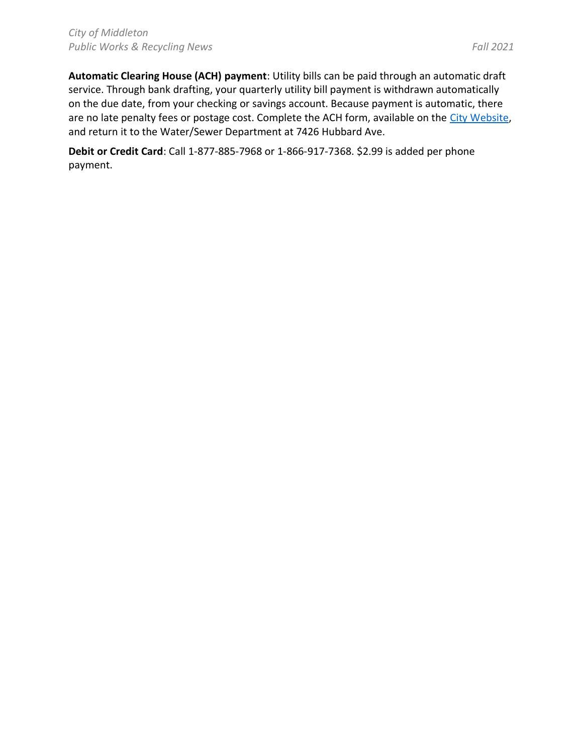**Automatic Clearing House (ACH) payment**: Utility bills can be paid through an automatic draft service. Through bank drafting, your quarterly utility bill payment is withdrawn automatically on the due date, from your checking or savings account. Because payment is automatic, there are no late penalty fees or postage cost. Complete the ACH form, available on the City Website, and return it to the Water/Sewer Department at 7426 Hubbard Ave.

**Debit or Credit Card**: Call 1-877-885-7968 or 1-866-917-7368. $2.99 is added per phone payment.